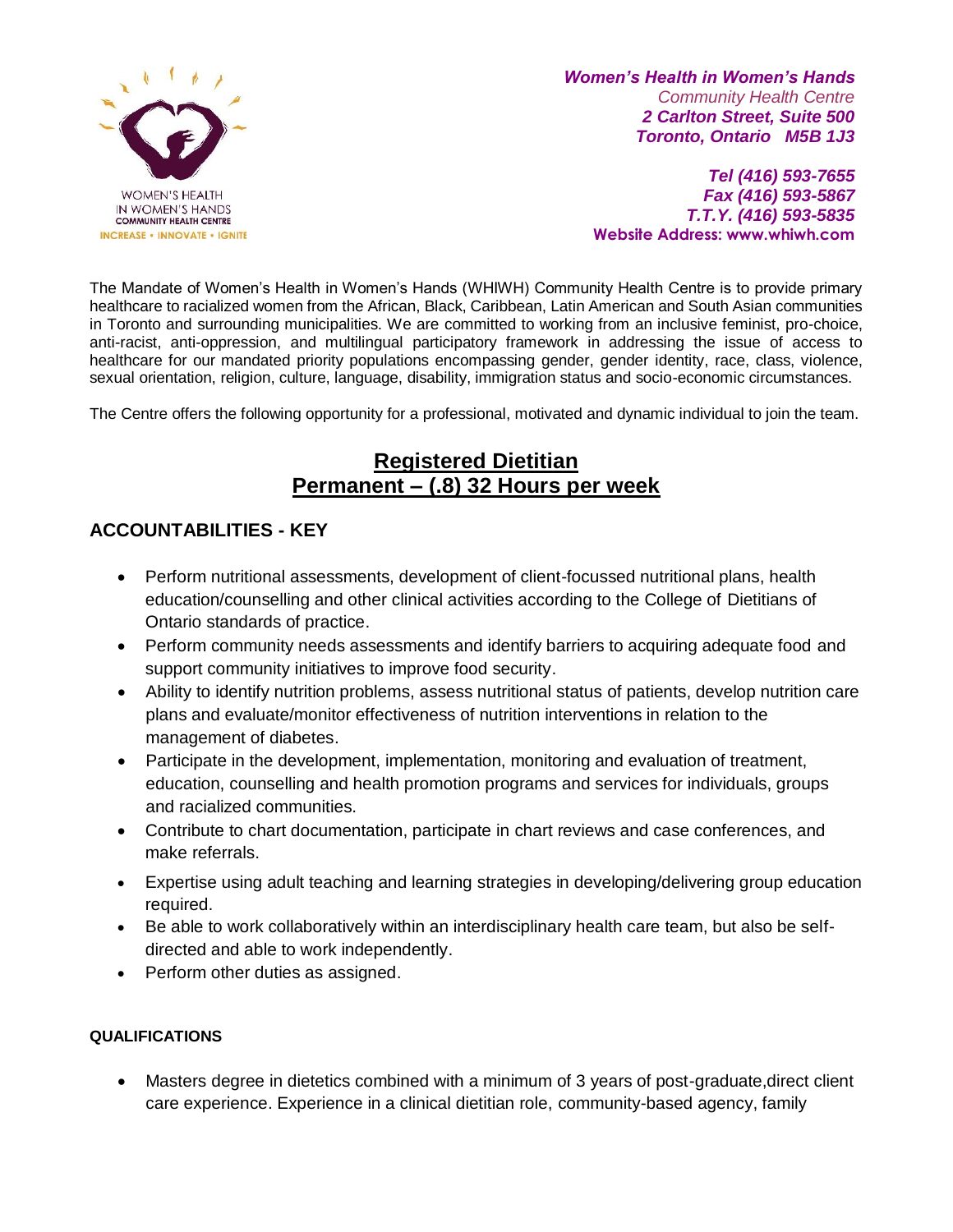WOMEN'S HEALTH IN WOMEN'S HANDS COMMUNITY HEALTH CENTRE
INCREASE • INNOVATE • IGNITE

***Women's Health in Women's Hands***
*Community Health Centre*
***2 Carlton Street, Suite 500***
***Toronto, Ontario M5B 1J3***

***Tel (416) 593-7655***
***Fax (416) 593-5867***
***T.T.Y. (416) 593-5835***
**Website Address: www.whiwh.com**

The Mandate of Women's Health in Women's Hands (WHIWH) Community Health Centre is to provide primary healthcare to racialized women from the African, Black, Caribbean, Latin American and South Asian communities in Toronto and surrounding municipalities. We are committed to working from an inclusive feminist, pro-choice, anti-racist, anti-oppression, and multilingual participatory framework in addressing the issue of access to healthcare for our mandated priority populations encompassing gender, gender identity, race, class, violence, sexual orientation, religion, culture, language, disability, immigration status and socio-economic circumstances.

The Centre offers the following opportunity for a professional, motivated and dynamic individual to join the team.

# Registered Dietitian
# Permanent – (.8) 32 Hours per week

## ACCOUNTABILITIES - KEY

- Perform nutritional assessments, development of client-focussed nutritional plans, health education/counselling and other clinical activities according to the College of Dietitians of Ontario standards of practice.
- Perform community needs assessments and identify barriers to acquiring adequate food and support community initiatives to improve food security.
- Ability to identify nutrition problems, assess nutritional status of patients, develop nutrition care plans and evaluate/monitor effectiveness of nutrition interventions in relation to the management of diabetes.
- Participate in the development, implementation, monitoring and evaluation of treatment, education, counselling and health promotion programs and services for individuals, groups and racialized communities.
- Contribute to chart documentation, participate in chart reviews and case conferences, and make referrals.
- Expertise using adult teaching and learning strategies in developing/delivering group education required.
- Be able to work collaboratively within an interdisciplinary health care team, but also be self-directed and able to work independently.
- Perform other duties as assigned.

### QUALIFICATIONS

- Masters degree in dietetics combined with a minimum of 3 years of post-graduate,direct client care experience. Experience in a clinical dietitian role, community-based agency, family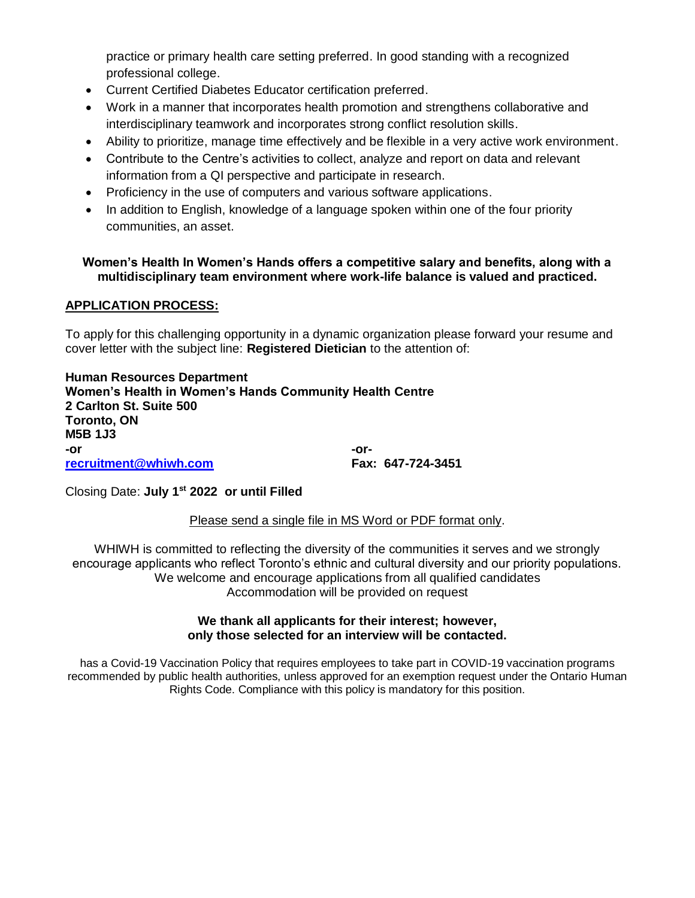practice or primary health care setting preferred. In good standing with a recognized professional college.

- Current Certified Diabetes Educator certification preferred.
- Work in a manner that incorporates health promotion and strengthens collaborative and interdisciplinary teamwork and incorporates strong conflict resolution skills.
- Ability to prioritize, manage time effectively and be flexible in a very active work environment.
- Contribute to the Centre's activities to collect, analyze and report on data and relevant information from a QI perspective and participate in research.
- Proficiency in the use of computers and various software applications.
- In addition to English, knowledge of a language spoken within one of the four priority communities, an asset.

**Women's Health In Women's Hands offers a competitive salary and benefits, along with a multidisciplinary team environment where work-life balance is valued and practiced.**

## APPLICATION PROCESS:

To apply for this challenging opportunity in a dynamic organization please forward your resume and cover letter with the subject line: **Registered Dietician** to the attention of:

**Human Resources Department**
**Women's Health in Women's Hands Community Health Centre**
**2 Carlton St. Suite 500**
**Toronto, ON**
**M5B 1J3**
**-or**
**recruitment@whiwh.com**

**-or-**
**Fax: 647-724-3451**

Closing Date: **July 1st 2022 or until Filled**

Please send a single file in MS Word or PDF format only.

WHIWH is committed to reflecting the diversity of the communities it serves and we strongly encourage applicants who reflect Toronto's ethnic and cultural diversity and our priority populations. We welcome and encourage applications from all qualified candidates
Accommodation will be provided on request

**We thank all applicants for their interest; however, only those selected for an interview will be contacted.**

has a Covid-19 Vaccination Policy that requires employees to take part in COVID-19 vaccination programs recommended by public health authorities, unless approved for an exemption request under the Ontario Human Rights Code. Compliance with this policy is mandatory for this position.